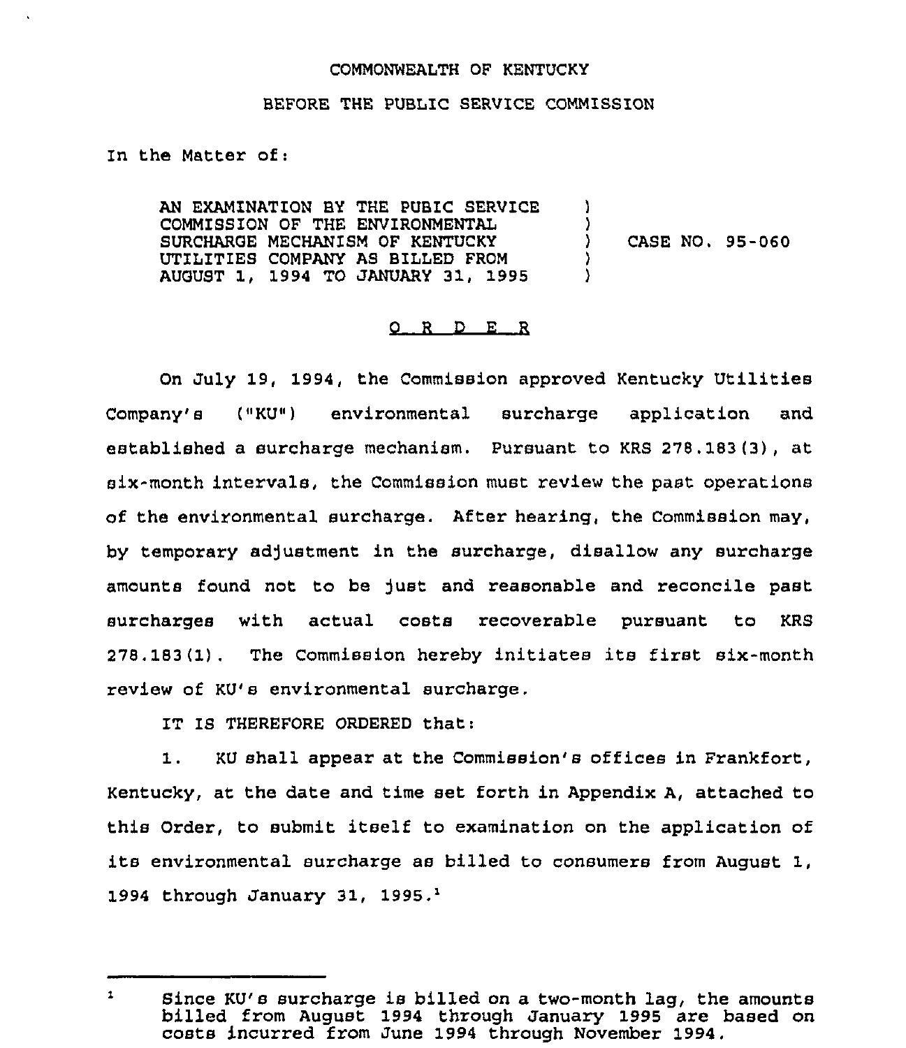COMMONWEALTH OF KENTUCKY

BEFORE THE PUBLIC SERVICE COMMISSION

In the Matter of:

AN EXAMINATION BY THE PUBIC SERVICE COMMISSION OF THE ENVIRONMENTAL SURCHARGE MECHANISM OF KENTUCKY UTILITIES COMPANY AS BILLED FROM AUGUST 1, 1994 TO JANUARY 31, 1995 ) CASE NO. 95-060

## O R D E R

On July 19, 1994, the Commission approved Kentucky Utilities Company's ("KU") environmental surcharge application and established a surcharge mechanism. Pursuant to KRS 278.183(3), at six-month intervals, the Commission must review the past operations of the environmental surcharge. After hearing, the Commission may, by temporary adjustment in the surcharge, disallow any surcharge amounts found not to be just and reasonable and reconcile past surcharges with actual costs recoverable pursuant to KRS 278.183(1). The Commission hereby initiates its first six-month review of KU's environmental surcharge.

IT IS THEREFORE ORDERED that:

1. KU shall appear at the Commission's offices in Frankfort, Kentucky, at the date and time set forth in Appendix A, attached to this Order, to submit itself to examination on the application of its environmental surcharge as billed to consumers from August 1, 1994 through January 31, 1995.[1]

---

[1] Since KU's surcharge is billed on a two-month lag, the amounts billed from August 1994 through January 1995 are based on costs incurred from June 1994 through November 1994.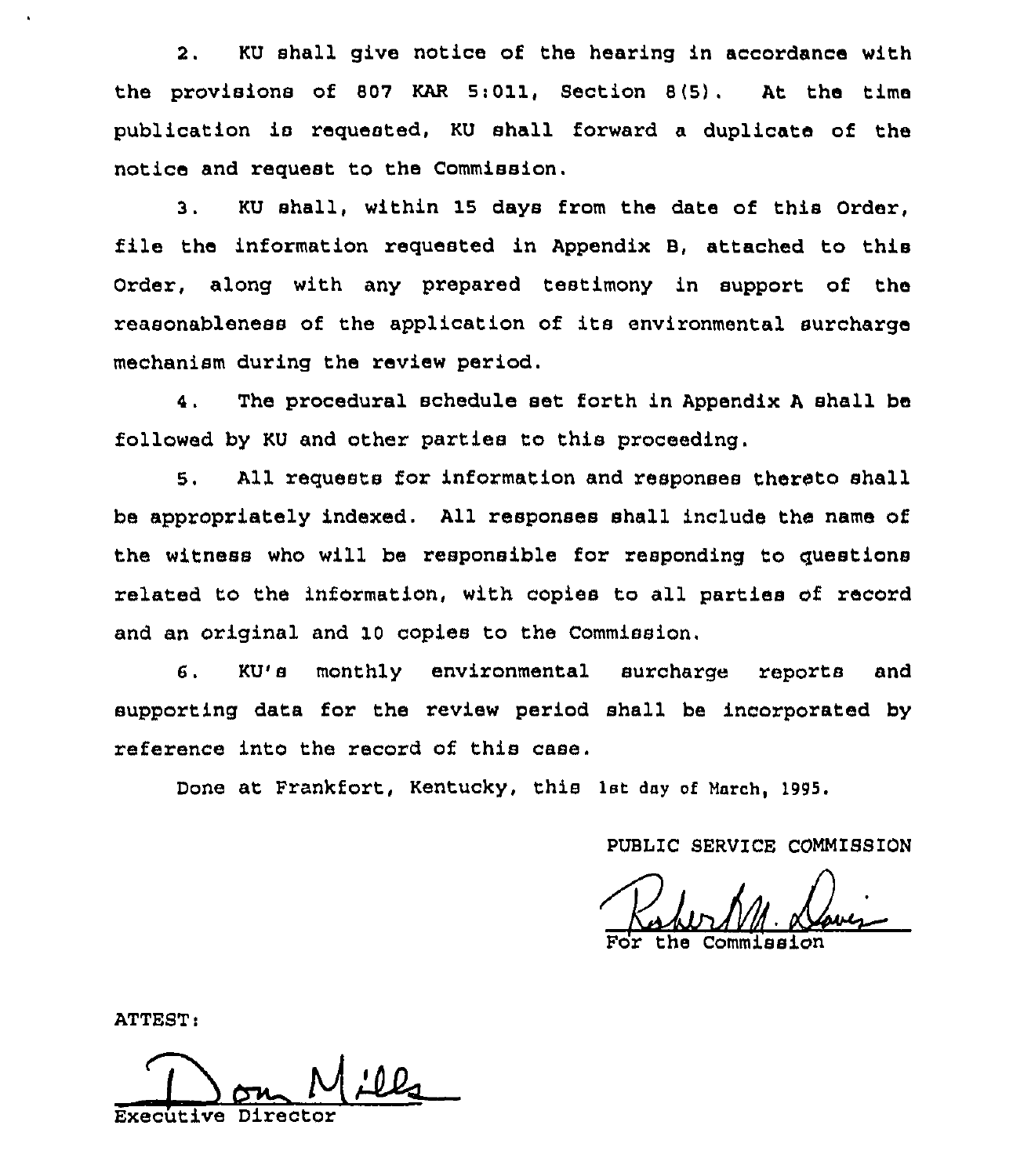2. KU shall give notice of the hearing in accordance with the provisions of 807 KAR 5:011, Section 8(5). At the time publication is requested, KU shall forward a duplicate of the notice and request to the Commission.

3. KU shall, within 15 days from the date of this Order, file the information requested in Appendix B, attached to this Order, along with any prepared testimony in support of the reasonableness of the application of its environmental surcharge mechanism during the review period.

4. The procedural schedule set forth in Appendix A shall be followed by KU and other parties to this proceeding.

5. All requests for information and responses thereto shall be appropriately indexed. All responses shall include the name of the witness who will be responsible for responding to questions related to the information, with copies to all parties of record and an original and 10 copies to the Commission.

6. KU's monthly environmental surcharge reports and supporting data for the review period shall be incorporated by reference into the record of this case.

Done at Frankfort, Kentucky, this 1st day of March, 1995.

PUBLIC SERVICE COMMISSION

For the Commission

ATTEST:

Executive Director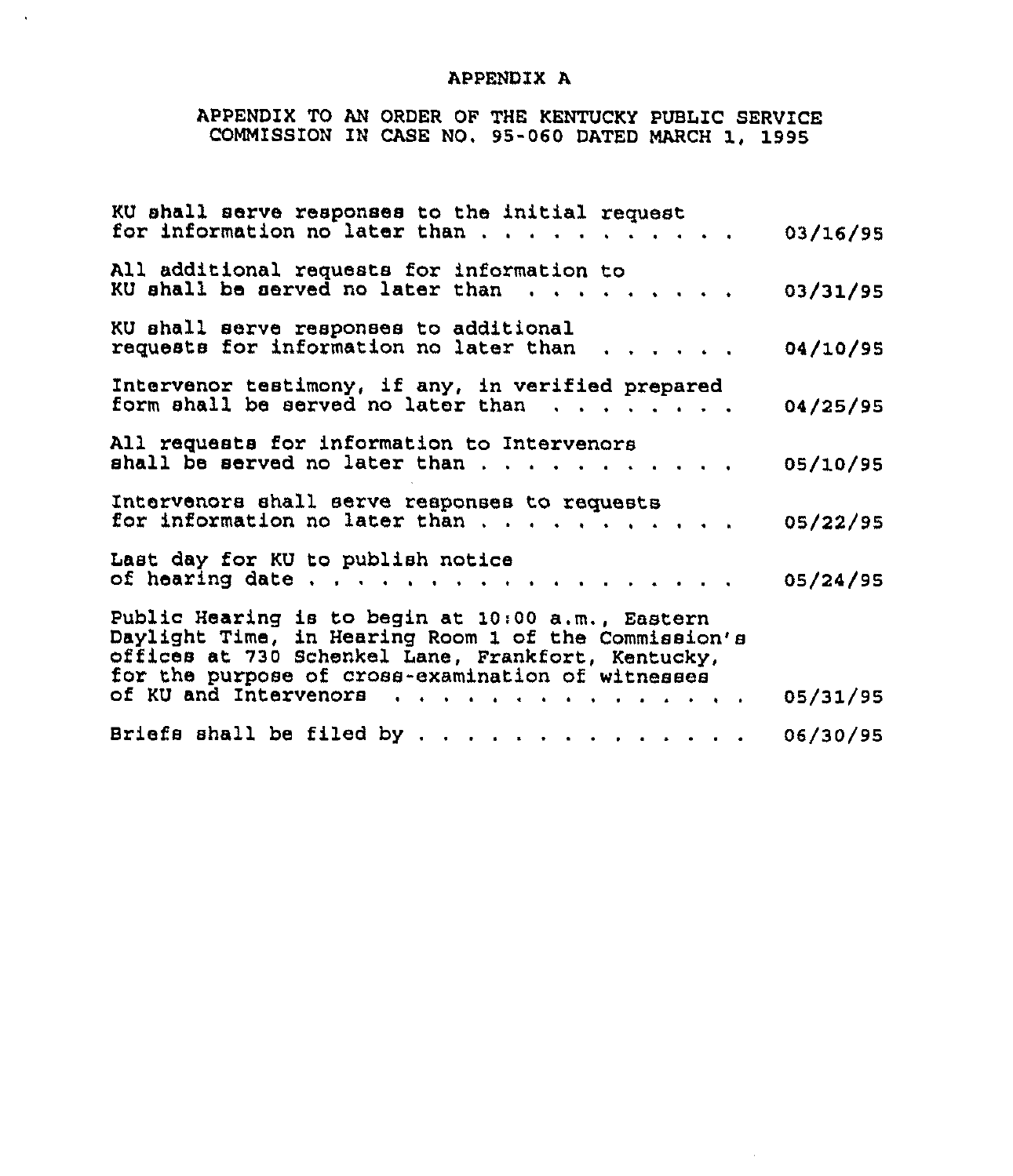# APPENDIX A

## APPENDIX TO AN ORDER OF THE KENTUCKY PUBLIC SERVICE COMMISSION IN CASE NO. 95-060 DATED MARCH 1, 1995

| | |
|---|---|
| KU shall serve responses to the initial request for information no later than . . . . . . . . . . . | 03/16/95 |
| All additional requests for information to KU shall be served no later than . . . . . . . . . | 03/31/95 |
| KU shall serve responses to additional requests for information no later than . . . . . . | 04/10/95 |
| Intervenor testimony, if any, in verified prepared form shall be served no later than . . . . . . . . | 04/25/95 |
| All requests for information to Intervenors shall be served no later than . . . . . . . . . . . | 05/10/95 |
| Intervenors shall serve responses to requests for information no later than . . . . . . . . . . . | 05/22/95 |
| Last day for KU to publish notice of hearing date . . . . . . . . . . . . . . . . . . . | 05/24/95 |
| Public Hearing is to begin at 10:00 a.m., Eastern Daylight Time, in Hearing Room 1 of the Commission's offices at 730 Schenkel Lane, Frankfort, Kentucky, for the purpose of cross-examination of witnesses of KU and Intervenors . . . . . . . . . . . . . . . . | 05/31/95 |
| Briefs shall be filed by . . . . . . . . . . . . . . . | 06/30/95 |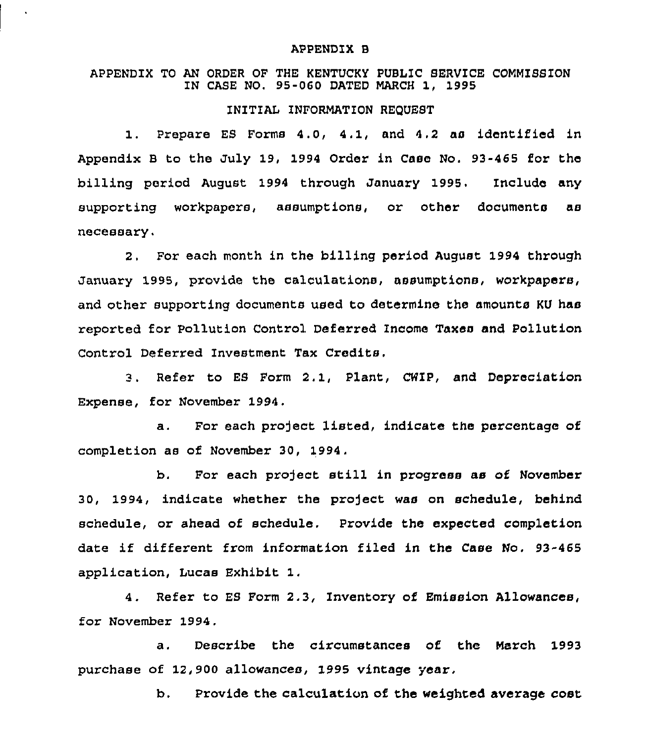APPENDIX B

APPENDIX TO AN ORDER OF THE KENTUCKY PUBLIC SERVICE COMMISSION IN CASE NO. 95-060 DATED MARCH 1, 1995

INITIAL INFORMATION REQUEST

1. Prepare ES Forms 4.0, 4.1, and 4.2 as identified in Appendix B to the July 19, 1994 Order in Case No. 93-465 for the billing period August 1994 through January 1995. Include any supporting workpapers, assumptions, or other documents as necessary.

2. For each month in the billing period August 1994 through January 1995, provide the calculations, assumptions, workpapers, and other supporting documents used to determine the amounts KU has reported for Pollution Control Deferred Income Taxes and Pollution Control Deferred Investment Tax Credits.

3. Refer to ES Form 2.1, Plant, CWIP, and Depreciation Expense, for November 1994.

   a. For each project listed, indicate the percentage of completion as of November 30, 1994.

   b. For each project still in progress as of November 30, 1994, indicate whether the project was on schedule, behind schedule, or ahead of schedule. Provide the expected completion date if different from information filed in the Case No. 93-465 application, Lucas Exhibit 1.

4. Refer to ES Form 2.3, Inventory of Emission Allowances, for November 1994.

   a. Describe the circumstances of the March 1993 purchase of 12,900 allowances, 1995 vintage year.

   b. Provide the calculation of the weighted average cost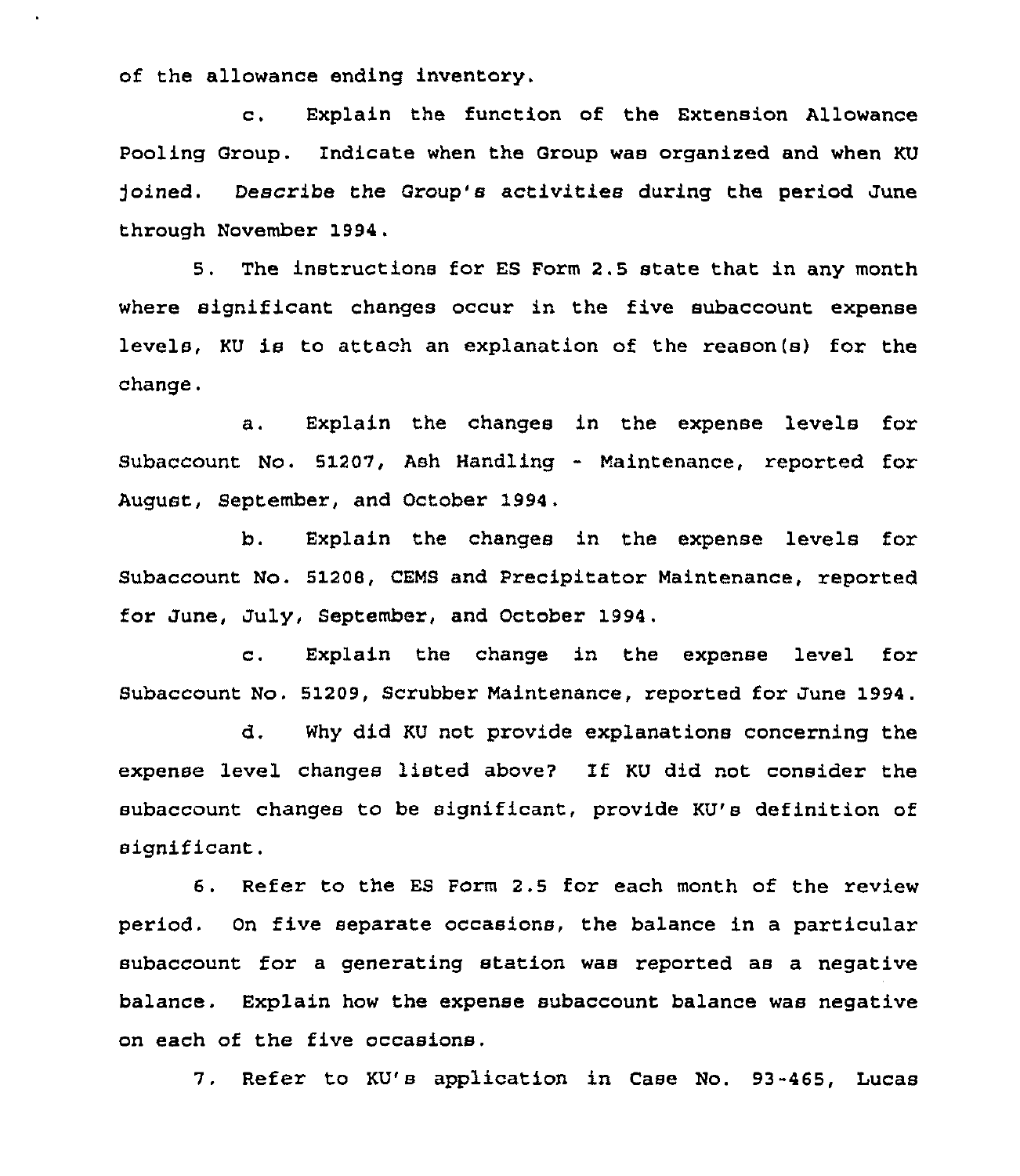of the allowance ending inventory.

c. Explain the function of the Extension Allowance Pooling Group. Indicate when the Group was organized and when KU joined. Describe the Group's activities during the period June through November 1994.

5. The instructions for ES Form 2.5 state that in any month where significant changes occur in the five subaccount expense levels, KU is to attach an explanation of the reason(s) for the change.

a. Explain the changes in the expense levels for Subaccount No. 51207, Ash Handling - Maintenance, reported for August, September, and October 1994.

b. Explain the changes in the expense levels for Subaccount No. 51208, CEMS and Precipitator Maintenance, reported for June, July, September, and October 1994.

c. Explain the change in the expense level for Subaccount No. 51209, Scrubber Maintenance, reported for June 1994.

d. Why did KU not provide explanations concerning the expense level changes listed above? If KU did not consider the subaccount changes to be significant, provide KU's definition of significant.

6. Refer to the ES Form 2.5 for each month of the review period. On five separate occasions, the balance in a particular subaccount for a generating station was reported as a negative balance. Explain how the expense subaccount balance was negative on each of the five occasions.

7. Refer to KU's application in Case No. 93-465, Lucas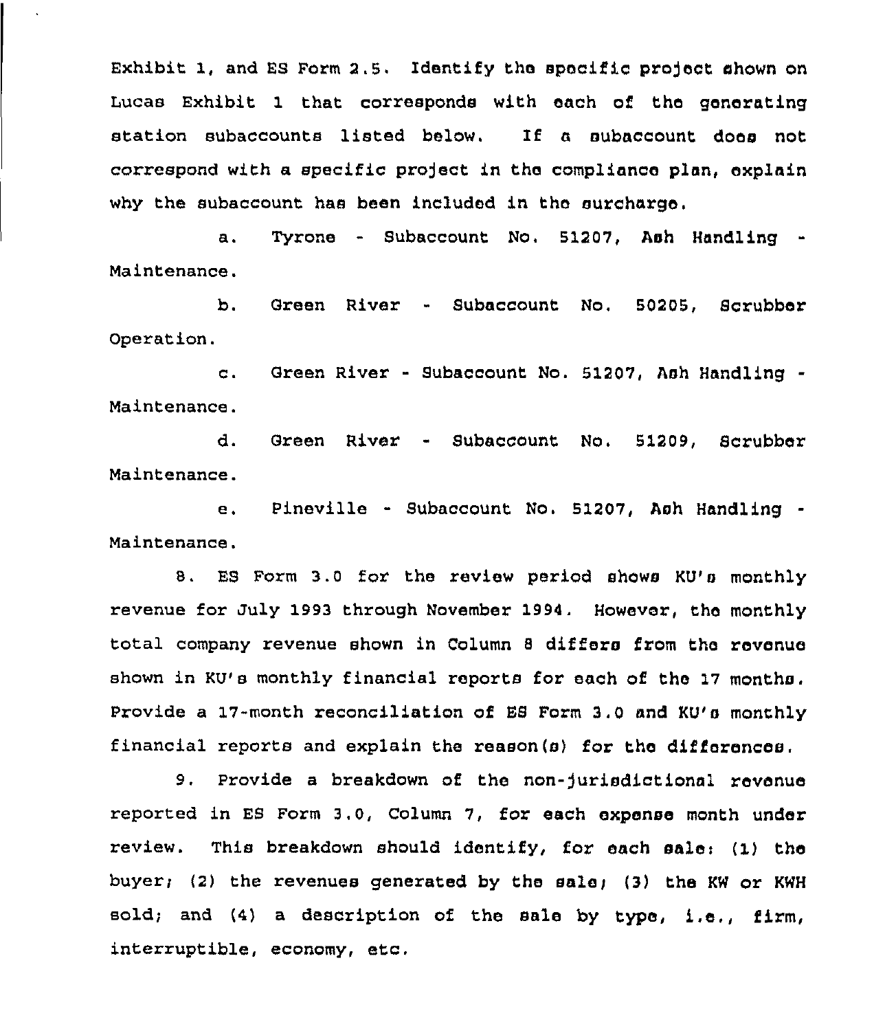Exhibit 1, and ES Form 2.5. Identify the specific project shown on Lucas Exhibit 1 that corresponds with each of the generating station subaccounts listed below. If a subaccount does not correspond with a specific project in the compliance plan, explain why the subaccount has been included in the surcharge.

a. Tyrone - Subaccount No. 51207, Ash Handling - Maintenance.

b. Green River - Subaccount No. 50205, Scrubber Operation.

c. Green River - Subaccount No. 51207, Ash Handling - Maintenance.

d. Green River - Subaccount No. 51209, Scrubber Maintenance.

e. Pineville - Subaccount No. 51207, Ash Handling - Maintenance.

8. ES Form 3.0 for the review period shows KU's monthly revenue for July 1993 through November 1994. However, the monthly total company revenue shown in Column 8 differs from the revenue shown in KU's monthly financial reports for each of the 17 months. Provide a 17-month reconciliation of ES Form 3.0 and KU's monthly financial reports and explain the reason(s) for the differences.

9. Provide a breakdown of the non-jurisdictional revenue reported in ES Form 3.0, Column 7, for each expense month under review. This breakdown should identify, for each sale: (1) the buyer; (2) the revenues generated by the sale; (3) the KW or KWH sold; and (4) a description of the sale by type, i.e., firm, interruptible, economy, etc.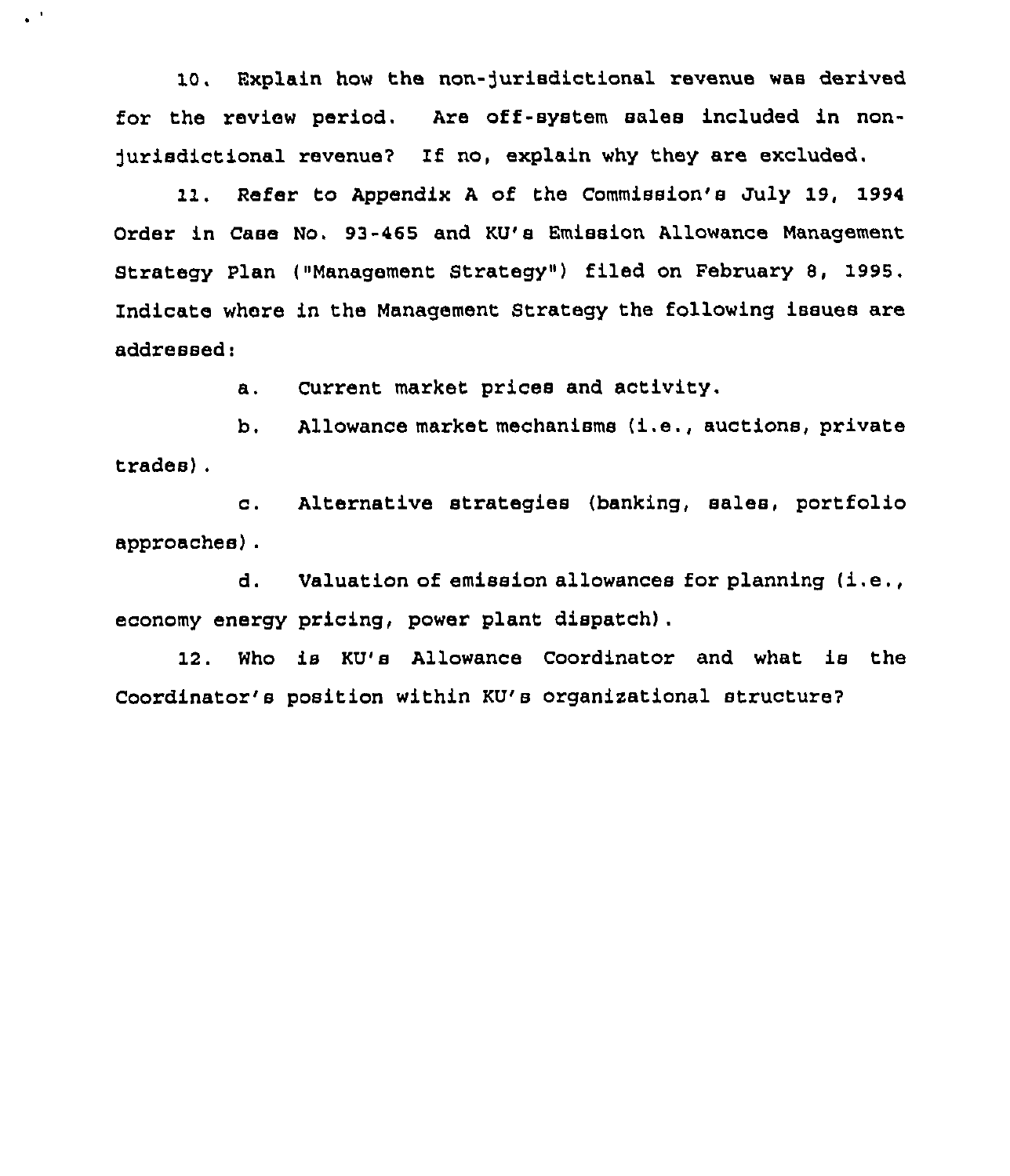10. Explain how the non-jurisdictional revenue was derived for the review period. Are off-system sales included in non-jurisdictional revenue? If no, explain why they are excluded.

11. Refer to Appendix A of the Commission's July 19, 1994 Order in Case No. 93-465 and KU's Emission Allowance Management Strategy Plan ("Management Strategy") filed on February 8, 1995. Indicate where in the Management Strategy the following issues are addressed:

a. Current market prices and activity.

b. Allowance market mechanisms (i.e., auctions, private trades).

c. Alternative strategies (banking, sales, portfolio approaches).

d. Valuation of emission allowances for planning (i.e., economy energy pricing, power plant dispatch).

12. Who is KU's Allowance Coordinator and what is the Coordinator's position within KU's organizational structure?